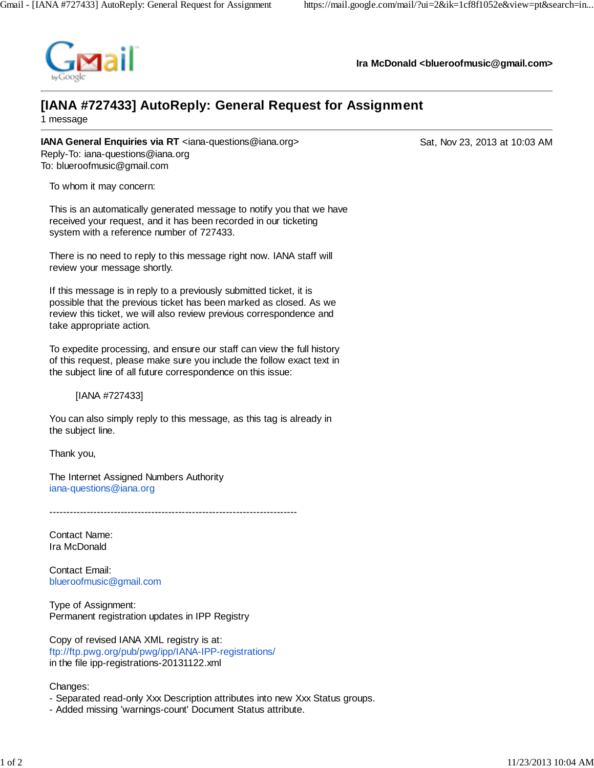Ira McDonald <blueroofmusic@gmail.com>

# [IANA #727433] AutoReply: General Request for Assignment

1 message

**IANA General Enquiries via RT** <iana-questions@iana.org>  Sat, Nov 23, 2013 at 10:03 AM
Reply-To: iana-questions@iana.org
To: blueroofmusic@gmail.com

To whom it may concern:

This is an automatically generated message to notify you that we have received your request, and it has been recorded in our ticketing system with a reference number of 727433.

There is no need to reply to this message right now. IANA staff will review your message shortly.

If this message is in reply to a previously submitted ticket, it is possible that the previous ticket has been marked as closed. As we review this ticket, we will also review previous correspondence and take appropriate action.

To expedite processing, and ensure our staff can view the full history of this request, please make sure you include the follow exact text in the subject line of all future correspondence on this issue:

[IANA #727433]

You can also simply reply to this message, as this tag is already in the subject line.

Thank you,

The Internet Assigned Numbers Authority
iana-questions@iana.org

-------------------------------------------------------------------------

Contact Name:
Ira McDonald

Contact Email:
blueroofmusic@gmail.com

Type of Assignment:
Permanent registration updates in IPP Registry

Copy of revised IANA XML registry is at:
ftp://ftp.pwg.org/pub/pwg/ipp/IANA-IPP-registrations/
in the file ipp-registrations-20131122.xml

Changes:
- Separated read-only Xxx Description attributes into new Xxx Status groups.
- Added missing 'warnings-count' Document Status attribute.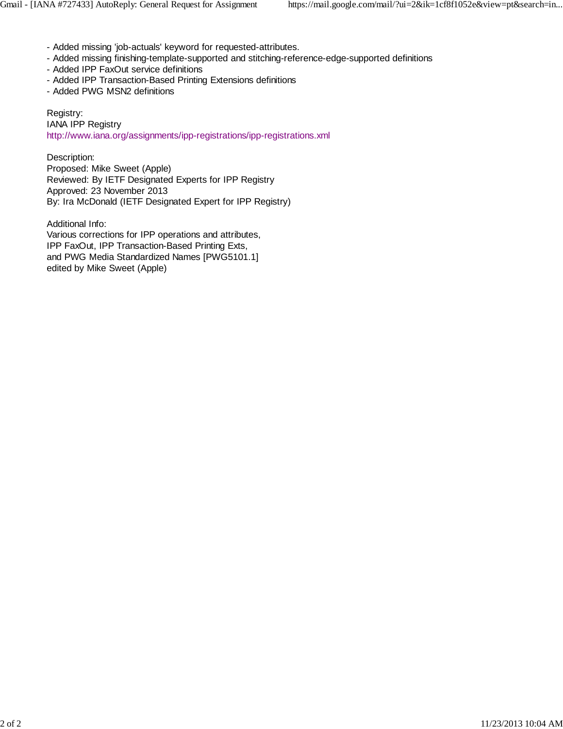- Added missing 'job-actuals' keyword for requested-attributes.
- Added missing finishing-template-supported and stitching-reference-edge-supported definitions
- Added IPP FaxOut service definitions
- Added IPP Transaction-Based Printing Extensions definitions
- Added PWG MSN2 definitions

Registry:
IANA IPP Registry
http://www.iana.org/assignments/ipp-registrations/ipp-registrations.xml

Description:
Proposed: Mike Sweet (Apple)
Reviewed: By IETF Designated Experts for IPP Registry
Approved: 23 November 2013
By: Ira McDonald (IETF Designated Expert for IPP Registry)

Additional Info:
Various corrections for IPP operations and attributes,
IPP FaxOut, IPP Transaction-Based Printing Exts,
and PWG Media Standardized Names [PWG5101.1]
edited by Mike Sweet (Apple)